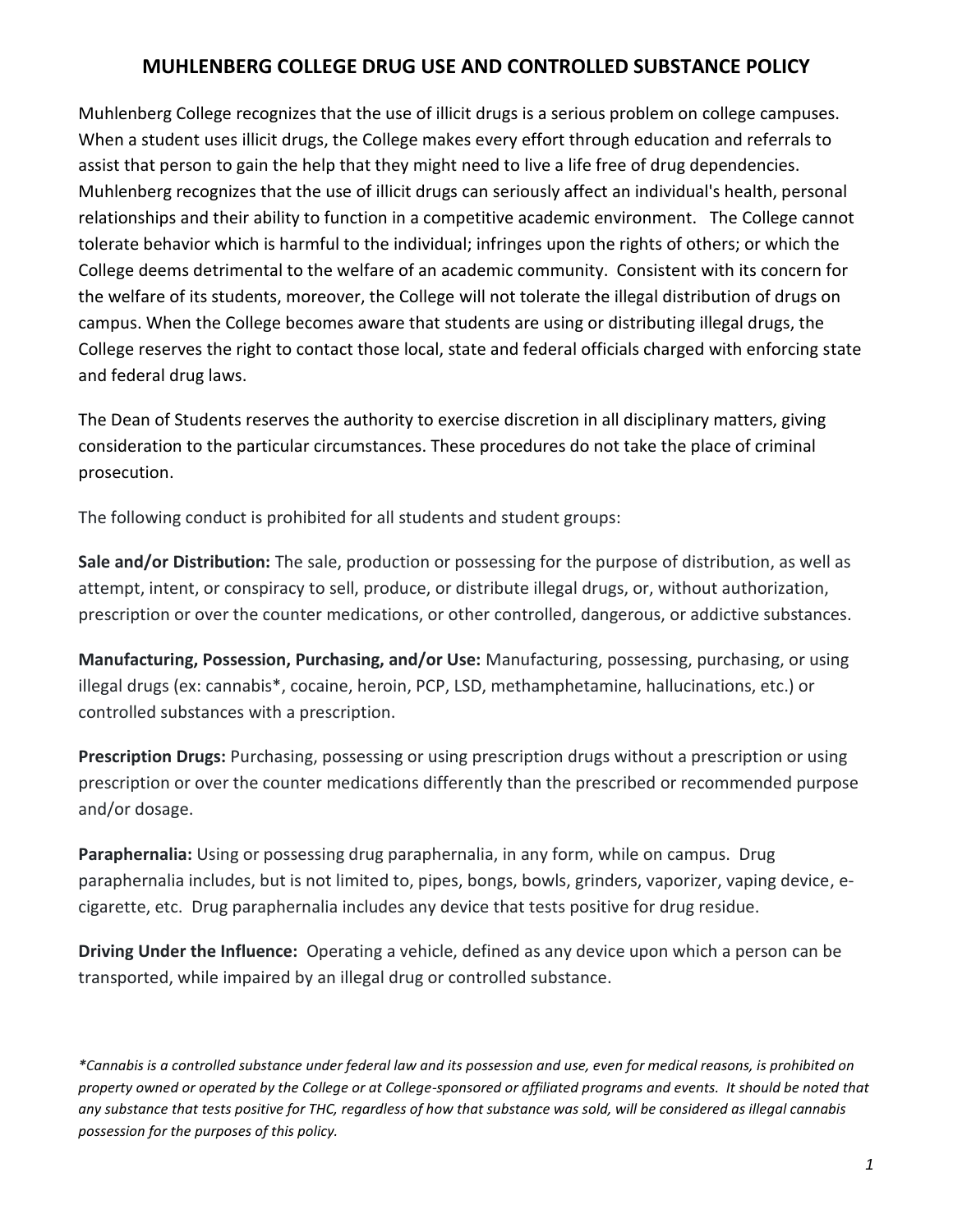# MUHLENBERG COLLEGE DRUG USE AND CONTROLLED SUBSTANCE POLICY

Muhlenberg College recognizes that the use of illicit drugs is a serious problem on college campuses. When a student uses illicit drugs, the College makes every effort through education and referrals to assist that person to gain the help that they might need to live a life free of drug dependencies. Muhlenberg recognizes that the use of illicit drugs can seriously affect an individual's health, personal relationships and their ability to function in a competitive academic environment. The College cannot tolerate behavior which is harmful to the individual; infringes upon the rights of others; or which the College deems detrimental to the welfare of an academic community. Consistent with its concern for the welfare of its students, moreover, the College will not tolerate the illegal distribution of drugs on campus. When the College becomes aware that students are using or distributing illegal drugs, the College reserves the right to contact those local, state and federal officials charged with enforcing state and federal drug laws.

The Dean of Students reserves the authority to exercise discretion in all disciplinary matters, giving consideration to the particular circumstances. These procedures do not take the place of criminal prosecution.

The following conduct is prohibited for all students and student groups:

**Sale and/or Distribution:** The sale, production or possessing for the purpose of distribution, as well as attempt, intent, or conspiracy to sell, produce, or distribute illegal drugs, or, without authorization, prescription or over the counter medications, or other controlled, dangerous, or addictive substances.

**Manufacturing, Possession, Purchasing, and/or Use:** Manufacturing, possessing, purchasing, or using illegal drugs (ex: cannabis*, cocaine, heroin, PCP, LSD, methamphetamine, hallucinations, etc.) or controlled substances with a prescription.

**Prescription Drugs:** Purchasing, possessing or using prescription drugs without a prescription or using prescription or over the counter medications differently than the prescribed or recommended purpose and/or dosage.

**Paraphernalia:** Using or possessing drug paraphernalia, in any form, while on campus. Drug paraphernalia includes, but is not limited to, pipes, bongs, bowls, grinders, vaporizer, vaping device, e-cigarette, etc. Drug paraphernalia includes any device that tests positive for drug residue.

**Driving Under the Influence:** Operating a vehicle, defined as any device upon which a person can be transported, while impaired by an illegal drug or controlled substance.

*\*Cannabis is a controlled substance under federal law and its possession and use, even for medical reasons, is prohibited on property owned or operated by the College or at College-sponsored or affiliated programs and events. It should be noted that any substance that tests positive for THC, regardless of how that substance was sold, will be considered as illegal cannabis possession for the purposes of this policy.*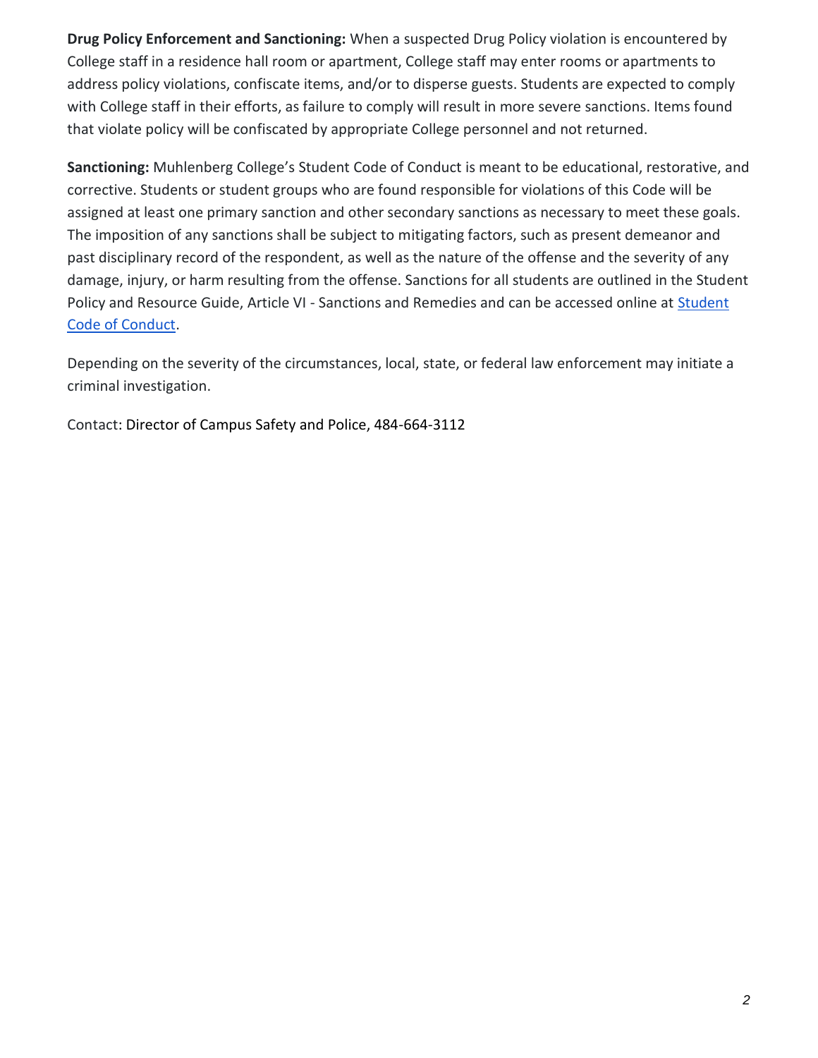**Drug Policy Enforcement and Sanctioning:** When a suspected Drug Policy violation is encountered by College staff in a residence hall room or apartment, College staff may enter rooms or apartments to address policy violations, confiscate items, and/or to disperse guests. Students are expected to comply with College staff in their efforts, as failure to comply will result in more severe sanctions. Items found that violate policy will be confiscated by appropriate College personnel and not returned.

**Sanctioning:** Muhlenberg College's Student Code of Conduct is meant to be educational, restorative, and corrective. Students or student groups who are found responsible for violations of this Code will be assigned at least one primary sanction and other secondary sanctions as necessary to meet these goals. The imposition of any sanctions shall be subject to mitigating factors, such as present demeanor and past disciplinary record of the respondent, as well as the nature of the offense and the severity of any damage, injury, or harm resulting from the offense. Sanctions for all students are outlined in the Student Policy and Resource Guide, Article VI - Sanctions and Remedies and can be accessed online at [Student Code of Conduct](#).

Depending on the severity of the circumstances, local, state, or federal law enforcement may initiate a criminal investigation.

Contact: Director of Campus Safety and Police, 484-664-3112